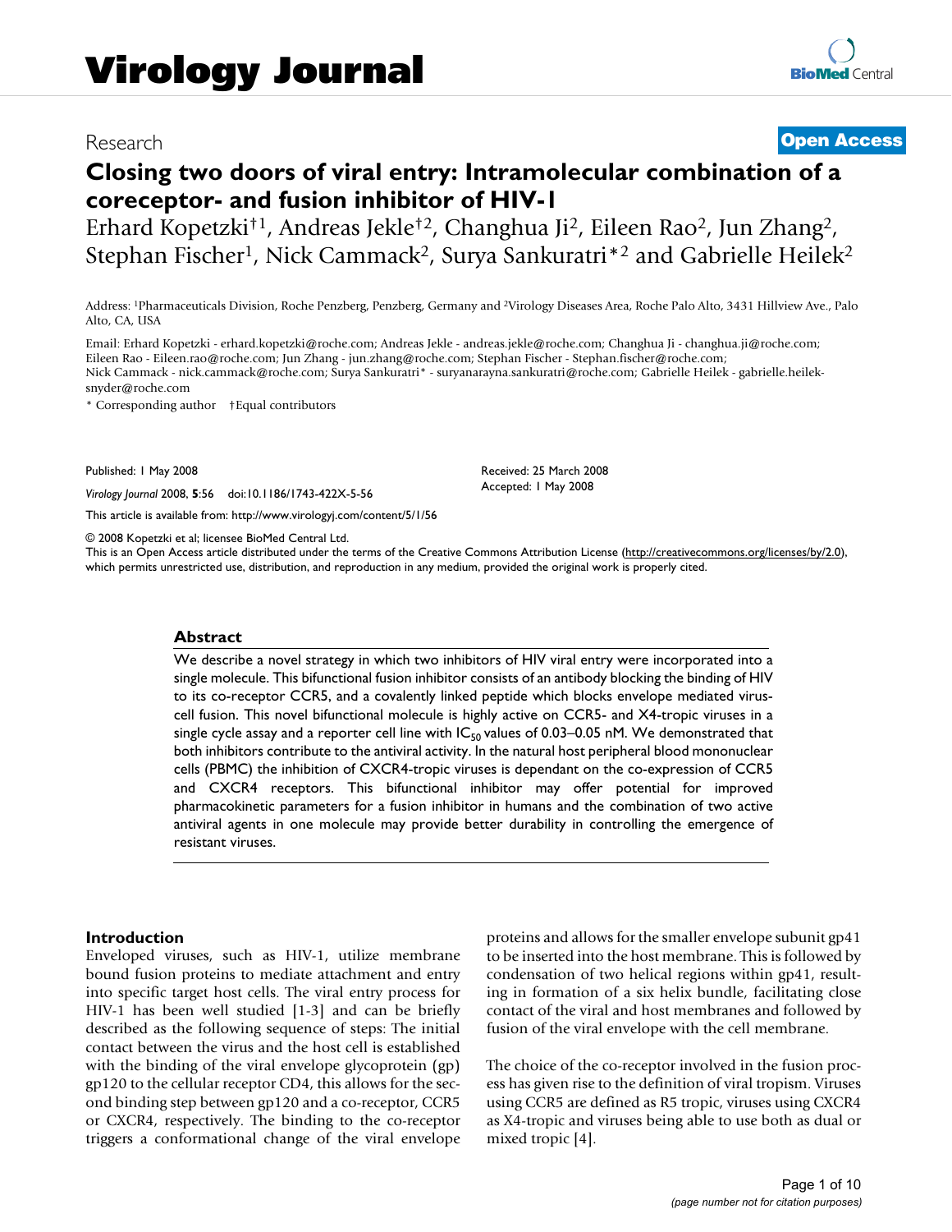# Virology Journal

Research

**Open Access**

# Closing two doors of viral entry: Intramolecular combination of a coreceptor- and fusion inhibitor of HIV-1

Erhard Kopetzki†[1], Andreas Jekle†[2], Changhua Ji[2], Eileen Rao[2], Jun Zhang[2], Stephan Fischer[1], Nick Cammack[2], Surya Sankuratri*[2] and Gabrielle Heilek[2]

Address: [1]Pharmaceuticals Division, Roche Penzberg, Penzberg, Germany and [2]Virology Diseases Area, Roche Palo Alto, 3431 Hillview Ave., Palo Alto, CA, USA

Email: Erhard Kopetzki - erhard.kopetzki@roche.com; Andreas Jekle - andreas.jekle@roche.com; Changhua Ji - changhua.ji@roche.com; Eileen Rao - Eileen.rao@roche.com; Jun Zhang - jun.zhang@roche.com; Stephan Fischer - Stephan.fischer@roche.com; Nick Cammack - nick.cammack@roche.com; Surya Sankuratri* - suryanarayna.sankuratri@roche.com; Gabrielle Heilek - gabrielle.heilek-snyder@roche.com

\* Corresponding author †Equal contributors

Published: 1 May 2008

*Virology Journal* 2008, **5**:56 doi:10.1186/1743-422X-5-56

Received: 25 March 2008
Accepted: 1 May 2008

This article is available from: http://www.virologyj.com/content/5/1/56

© 2008 Kopetzki et al; licensee BioMed Central Ltd.
This is an Open Access article distributed under the terms of the Creative Commons Attribution License (http://creativecommons.org/licenses/by/2.0), which permits unrestricted use, distribution, and reproduction in any medium, provided the original work is properly cited.

## Abstract

We describe a novel strategy in which two inhibitors of HIV viral entry were incorporated into a single molecule. This bifunctional fusion inhibitor consists of an antibody blocking the binding of HIV to its co-receptor CCR5, and a covalently linked peptide which blocks envelope mediated virus-cell fusion. This novel bifunctional molecule is highly active on CCR5- and X4-tropic viruses in a single cycle assay and a reporter cell line with $IC_{50}$ values of 0.03–0.05 nM. We demonstrated that both inhibitors contribute to the antiviral activity. In the natural host peripheral blood mononuclear cells (PBMC) the inhibition of CXCR4-tropic viruses is dependant on the co-expression of CCR5 and CXCR4 receptors. This bifunctional inhibitor may offer potential for improved pharmacokinetic parameters for a fusion inhibitor in humans and the combination of two active antiviral agents in one molecule may provide better durability in controlling the emergence of resistant viruses.

## Introduction

Enveloped viruses, such as HIV-1, utilize membrane bound fusion proteins to mediate attachment and entry into specific target host cells. The viral entry process for HIV-1 has been well studied [1-3] and can be briefly described as the following sequence of steps: The initial contact between the virus and the host cell is established with the binding of the viral envelope glycoprotein (gp) gp120 to the cellular receptor CD4, this allows for the second binding step between gp120 and a co-receptor, CCR5 or CXCR4, respectively. The binding to the co-receptor triggers a conformational change of the viral envelope proteins and allows for the smaller envelope subunit gp41 to be inserted into the host membrane. This is followed by condensation of two helical regions within gp41, resulting in formation of a six helix bundle, facilitating close contact of the viral and host membranes and followed by fusion of the viral envelope with the cell membrane.

The choice of the co-receptor involved in the fusion process has given rise to the definition of viral tropism. Viruses using CCR5 are defined as R5 tropic, viruses using CXCR4 as X4-tropic and viruses being able to use both as dual or mixed tropic [4].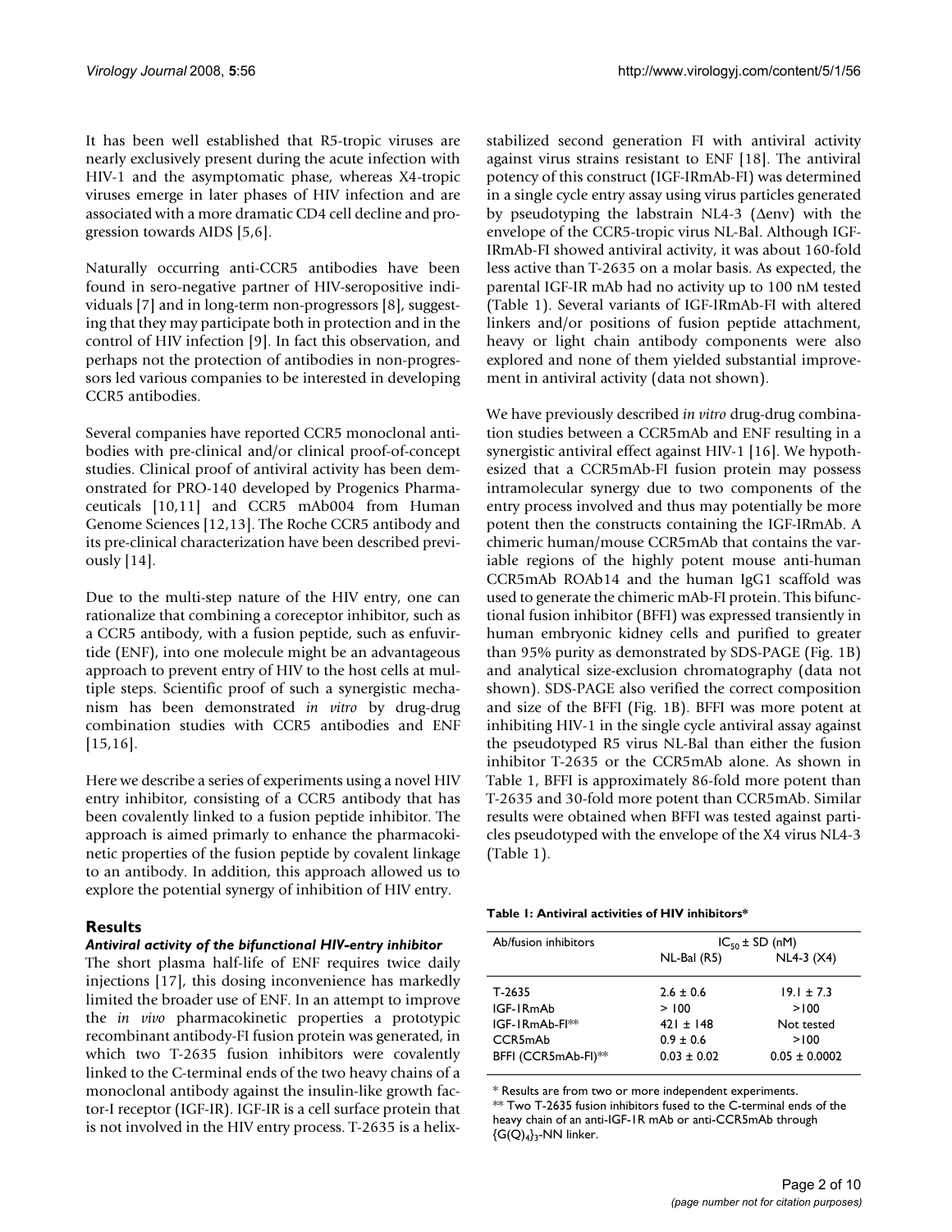It has been well established that R5-tropic viruses are nearly exclusively present during the acute infection with HIV-1 and the asymptomatic phase, whereas X4-tropic viruses emerge in later phases of HIV infection and are associated with a more dramatic CD4 cell decline and progression towards AIDS [5,6].

Naturally occurring anti-CCR5 antibodies have been found in sero-negative partner of HIV-seropositive individuals [7] and in long-term non-progressors [8], suggesting that they may participate both in protection and in the control of HIV infection [9]. In fact this observation, and perhaps not the protection of antibodies in non-progressors led various companies to be interested in developing CCR5 antibodies.

Several companies have reported CCR5 monoclonal antibodies with pre-clinical and/or clinical proof-of-concept studies. Clinical proof of antiviral activity has been demonstrated for PRO-140 developed by Progenics Pharmaceuticals [10,11] and CCR5 mAb004 from Human Genome Sciences [12,13]. The Roche CCR5 antibody and its pre-clinical characterization have been described previously [14].

Due to the multi-step nature of the HIV entry, one can rationalize that combining a coreceptor inhibitor, such as a CCR5 antibody, with a fusion peptide, such as enfuvirtide (ENF), into one molecule might be an advantageous approach to prevent entry of HIV to the host cells at multiple steps. Scientific proof of such a synergistic mechanism has been demonstrated *in vitro* by drug-drug combination studies with CCR5 antibodies and ENF [15,16].

Here we describe a series of experiments using a novel HIV entry inhibitor, consisting of a CCR5 antibody that has been covalently linked to a fusion peptide inhibitor. The approach is aimed primarly to enhance the pharmacokinetic properties of the fusion peptide by covalent linkage to an antibody. In addition, this approach allowed us to explore the potential synergy of inhibition of HIV entry.

## Results

### *Antiviral activity of the bifunctional HIV-entry inhibitor*

The short plasma half-life of ENF requires twice daily injections [17], this dosing inconvenience has markedly limited the broader use of ENF. In an attempt to improve the *in vivo* pharmacokinetic properties a prototypic recombinant antibody-FI fusion protein was generated, in which two T-2635 fusion inhibitors were covalently linked to the C-terminal ends of the two heavy chains of a monoclonal antibody against the insulin-like growth factor-I receptor (IGF-IR). IGF-IR is a cell surface protein that is not involved in the HIV entry process. T-2635 is a helix-stabilized second generation FI with antiviral activity against virus strains resistant to ENF [18]. The antiviral potency of this construct (IGF-IRmAb-FI) was determined in a single cycle entry assay using virus particles generated by pseudotyping the labstrain NL4-3 (Δenv) with the envelope of the CCR5-tropic virus NL-Bal. Although IGF-IRmAb-FI showed antiviral activity, it was about 160-fold less active than T-2635 on a molar basis. As expected, the parental IGF-IR mAb had no activity up to 100 nM tested (Table 1). Several variants of IGF-IRmAb-FI with altered linkers and/or positions of fusion peptide attachment, heavy or light chain antibody components were also explored and none of them yielded substantial improvement in antiviral activity (data not shown).

We have previously described *in vitro* drug-drug combination studies between a CCR5mAb and ENF resulting in a synergistic antiviral effect against HIV-1 [16]. We hypothesized that a CCR5mAb-FI fusion protein may possess intramolecular synergy due to two components of the entry process involved and thus may potentially be more potent then the constructs containing the IGF-IRmAb. A chimeric human/mouse CCR5mAb that contains the variable regions of the highly potent mouse anti-human CCR5mAb ROAb14 and the human IgG1 scaffold was used to generate the chimeric mAb-FI protein. This bifunctional fusion inhibitor (BFFI) was expressed transiently in human embryonic kidney cells and purified to greater than 95% purity as demonstrated by SDS-PAGE (Fig. 1B) and analytical size-exclusion chromatography (data not shown). SDS-PAGE also verified the correct composition and size of the BFFI (Fig. 1B). BFFI was more potent at inhibiting HIV-1 in the single cycle antiviral assay against the pseudotyped R5 virus NL-Bal than either the fusion inhibitor T-2635 or the CCR5mAb alone. As shown in Table 1, BFFI is approximately 86-fold more potent than T-2635 and 30-fold more potent than CCR5mAb. Similar results were obtained when BFFI was tested against particles pseudotyped with the envelope of the X4 virus NL4-3 (Table 1).

**Table 1: Antiviral activities of HIV inhibitors***

| Ab/fusion inhibitors | $IC_{50}$ ± SD (nM) | |
|---|---|---|
| | NL-Bal (R5) | NL4-3 (X4) |
| T-2635 | 2.6 ± 0.6 | 19.1 ± 7.3 |
| IGF-1RmAb | > 100 | >100 |
| IGF-1RmAb-FI** | 421 ± 148 | Not tested |
| CCR5mAb | 0.9 ± 0.6 | >100 |
| BFFI (CCR5mAb-FI)** | 0.03 ± 0.02 | 0.05 ± 0.0002 |

* Results are from two or more independent experiments.
** Two T-2635 fusion inhibitors fused to the C-terminal ends of the heavy chain of an anti-IGF-1R mAb or anti-CCR5mAb through $\{G(Q)_4\}_3$-NN linker.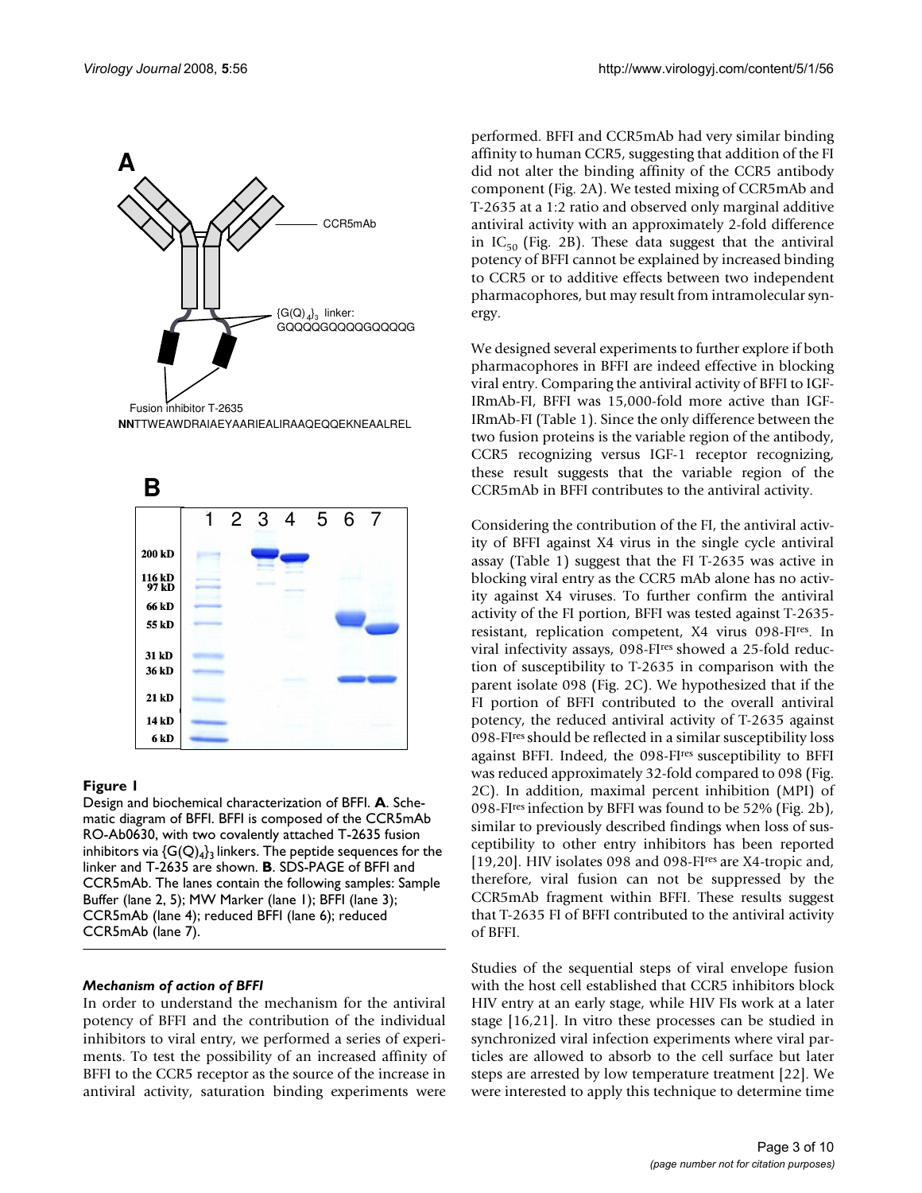**Figure 1**

Design and biochemical characterization of BFFI. **A**. Schematic diagram of BFFI. BFFI is composed of the CCR5mAb RO-Ab0630, with two covalently attached T-2635 fusion inhibitors via $\{G(Q)_4\}_3$ linkers. The peptide sequences for the linker and T-2635 are shown. **B**. SDS-PAGE of BFFI and CCR5mAb. The lanes contain the following samples: Sample Buffer (lane 2, 5); MW Marker (lane 1); BFFI (lane 3); CCR5mAb (lane 4); reduced BFFI (lane 6); reduced CCR5mAb (lane 7).

### *Mechanism of action of BFFI*

In order to understand the mechanism for the antiviral potency of BFFI and the contribution of the individual inhibitors to viral entry, we performed a series of experiments. To test the possibility of an increased affinity of BFFI to the CCR5 receptor as the source of the increase in antiviral activity, saturation binding experiments were performed. BFFI and CCR5mAb had very similar binding affinity to human CCR5, suggesting that addition of the FI did not alter the binding affinity of the CCR5 antibody component (Fig. 2A). We tested mixing of CCR5mAb and T-2635 at a 1:2 ratio and observed only marginal additive antiviral activity with an approximately 2-fold difference in $IC_{50}$ (Fig. 2B). These data suggest that the antiviral potency of BFFI cannot be explained by increased binding to CCR5 or to additive effects between two independent pharmacophores, but may result from intramolecular synergy.

We designed several experiments to further explore if both pharmacophores in BFFI are indeed effective in blocking viral entry. Comparing the antiviral activity of BFFI to IGF-IRmAb-FI, BFFI was 15,000-fold more active than IGF-IRmAb-FI (Table 1). Since the only difference between the two fusion proteins is the variable region of the antibody, CCR5 recognizing versus IGF-1 receptor recognizing, these result suggests that the variable region of the CCR5mAb in BFFI contributes to the antiviral activity.

Considering the contribution of the FI, the antiviral activity of BFFI against X4 virus in the single cycle antiviral assay (Table 1) suggest that the FI T-2635 was active in blocking viral entry as the CCR5 mAb alone has no activity against X4 viruses. To further confirm the antiviral activity of the FI portion, BFFI was tested against T-2635-resistant, replication competent, X4 virus 098-FI$^{res}$. In viral infectivity assays, 098-FI$^{res}$ showed a 25-fold reduction of susceptibility to T-2635 in comparison with the parent isolate 098 (Fig. 2C). We hypothesized that if the FI portion of BFFI contributed to the overall antiviral potency, the reduced antiviral activity of T-2635 against 098-FI$^{res}$ should be reflected in a similar susceptibility loss against BFFI. Indeed, the 098-FI$^{res}$ susceptibility to BFFI was reduced approximately 32-fold compared to 098 (Fig. 2C). In addition, maximal percent inhibition (MPI) of 098-FI$^{res}$ infection by BFFI was found to be 52% (Fig. 2b), similar to previously described findings when loss of susceptibility to other entry inhibitors has been reported [19,20]. HIV isolates 098 and 098-FI$^{res}$ are X4-tropic and, therefore, viral fusion can not be suppressed by the CCR5mAb fragment within BFFI. These results suggest that T-2635 FI of BFFI contributed to the antiviral activity of BFFI.

Studies of the sequential steps of viral envelope fusion with the host cell established that CCR5 inhibitors block HIV entry at an early stage, while HIV FIs work at a later stage [16,21]. In vitro these processes can be studied in synchronized viral infection experiments where viral particles are allowed to absorb to the cell surface but later steps are arrested by low temperature treatment [22]. We were interested to apply this technique to determine time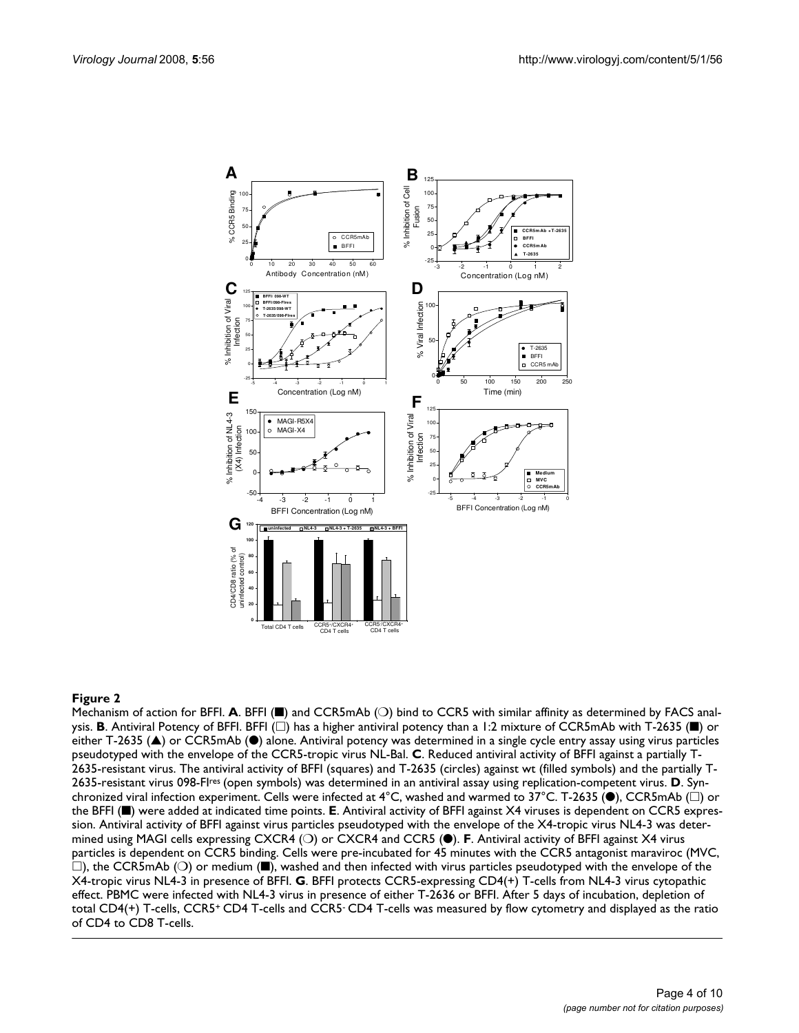**Figure 2**

Mechanism of action for BFFI. **A**. BFFI (■) and CCR5mAb (○) bind to CCR5 with similar affinity as determined by FACS analysis. **B**. Antiviral Potency of BFFI. BFFI (□) has a higher antiviral potency than a 1:2 mixture of CCR5mAb with T-2635 (■) or either T-2635 (▲) or CCR5mAb (●) alone. Antiviral potency was determined in a single cycle entry assay using virus particles pseudotyped with the envelope of the CCR5-tropic virus NL-Bal. **C**. Reduced antiviral activity of BFFI against a partially T-2635-resistant virus. The antiviral activity of BFFI (squares) and T-2635 (circles) against wt (filled symbols) and the partially T-2635-resistant virus 098-FI[res] (open symbols) was determined in an antiviral assay using replication-competent virus. **D**. Synchronized viral infection experiment. Cells were infected at 4°C, washed and warmed to 37°C. T-2635 (●), CCR5mAb (□) or the BFFI (■) were added at indicated time points. **E**. Antiviral activity of BFFI against X4 viruses is dependent on CCR5 expression. Antiviral activity of BFFI against virus particles pseudotyped with the envelope of the X4-tropic virus NL4-3 was determined using MAGI cells expressing CXCR4 (○) or CXCR4 and CCR5 (●). **F**. Antiviral activity of BFFI against X4 virus particles is dependent on CCR5 binding. Cells were pre-incubated for 45 minutes with the CCR5 antagonist maraviroc (MVC, □), the CCR5mAb (○) or medium (■), washed and then infected with virus particles pseudotyped with the envelope of the X4-tropic virus NL4-3 in presence of BFFI. **G**. BFFI protects CCR5-expressing CD4(+) T-cells from NL4-3 virus cytopathic effect. PBMC were infected with NL4-3 virus in presence of either T-2636 or BFFI. After 5 days of incubation, depletion of total CD4(+) T-cells, CCR5[+] CD4 T-cells and CCR5[-] CD4 T-cells was measured by flow cytometry and displayed as the ratio of CD4 to CD8 T-cells.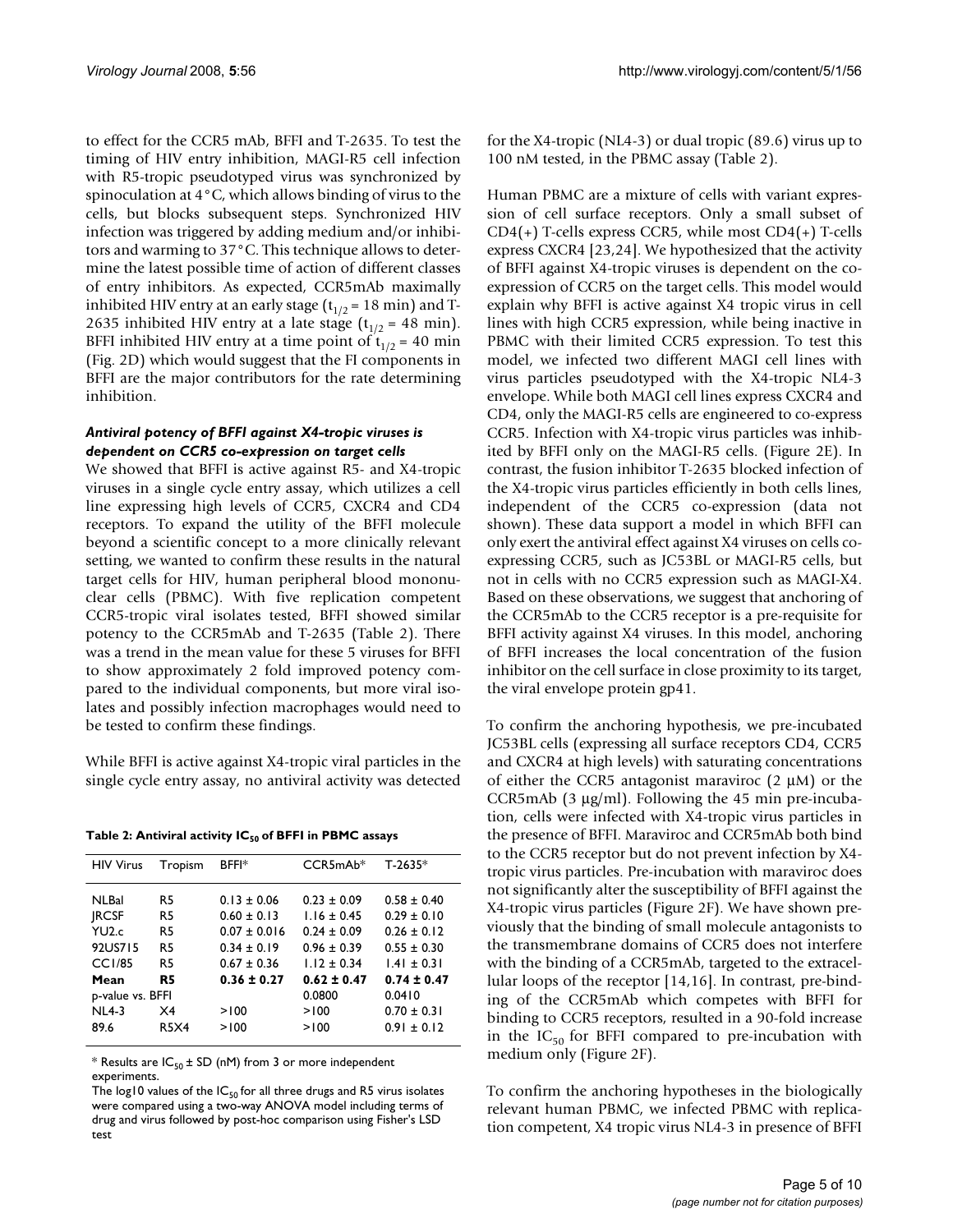to effect for the CCR5 mAb, BFFI and T-2635. To test the timing of HIV entry inhibition, MAGI-R5 cell infection with R5-tropic pseudotyped virus was synchronized by spinoculation at 4°C, which allows binding of virus to the cells, but blocks subsequent steps. Synchronized HIV infection was triggered by adding medium and/or inhibitors and warming to 37°C. This technique allows to determine the latest possible time of action of different classes of entry inhibitors. As expected, CCR5mAb maximally inhibited HIV entry at an early stage ($t_{1/2}$ = 18 min) and T-2635 inhibited HIV entry at a late stage ($t_{1/2}$ = 48 min). BFFI inhibited HIV entry at a time point of $t_{1/2}$ = 40 min (Fig. 2D) which would suggest that the FI components in BFFI are the major contributors for the rate determining inhibition.

### *Antiviral potency of BFFI against X4-tropic viruses is dependent on CCR5 co-expression on target cells*

We showed that BFFI is active against R5- and X4-tropic viruses in a single cycle entry assay, which utilizes a cell line expressing high levels of CCR5, CXCR4 and CD4 receptors. To expand the utility of the BFFI molecule beyond a scientific concept to a more clinically relevant setting, we wanted to confirm these results in the natural target cells for HIV, human peripheral blood mononuclear cells (PBMC). With five replication competent CCR5-tropic viral isolates tested, BFFI showed similar potency to the CCR5mAb and T-2635 (Table 2). There was a trend in the mean value for these 5 viruses for BFFI to show approximately 2 fold improved potency compared to the individual components, but more viral isolates and possibly infection macrophages would need to be tested to confirm these findings.

While BFFI is active against X4-tropic viral particles in the single cycle entry assay, no antiviral activity was detected for the X4-tropic (NL4-3) or dual tropic (89.6) virus up to 100 nM tested, in the PBMC assay (Table 2).

**Table 2: Antiviral activity $IC_{50}$ of BFFI in PBMC assays**

| HIV Virus | Tropism | BFFI* | CCR5mAb* | T-2635* |
|---|---|---|---|---|
| NLBal | R5 | 0.13 ± 0.06 | 0.23 ± 0.09 | 0.58 ± 0.40 |
| JRCSF | R5 | 0.60 ± 0.13 | 1.16 ± 0.45 | 0.29 ± 0.10 |
| YU2.c | R5 | 0.07 ± 0.016 | 0.24 ± 0.09 | 0.26 ± 0.12 |
| 92US715 | R5 | 0.34 ± 0.19 | 0.96 ± 0.39 | 0.55 ± 0.30 |
| CC1/85 | R5 | 0.67 ± 0.36 | 1.12 ± 0.34 | 1.41 ± 0.31 |
| **Mean** | **R5** | **0.36 ± 0.27** | **0.62 ± 0.47** | **0.74 ± 0.47** |
| p-value vs. BFFI | | | 0.0800 | 0.0410 |
| NL4-3 | X4 | >100 | >100 | 0.70 ± 0.31 |
| 89.6 | R5X4 | >100 | >100 | 0.91 ± 0.12 |

\* Results are $IC_{50}$ ± SD (nM) from 3 or more independent experiments.
The log10 values of the $IC_{50}$ for all three drugs and R5 virus isolates were compared using a two-way ANOVA model including terms of drug and virus followed by post-hoc comparison using Fisher's LSD test

Human PBMC are a mixture of cells with variant expression of cell surface receptors. Only a small subset of CD4(+) T-cells express CCR5, while most CD4(+) T-cells express CXCR4 [23,24]. We hypothesized that the activity of BFFI against X4-tropic viruses is dependent on the co-expression of CCR5 on the target cells. This model would explain why BFFI is active against X4 tropic virus in cell lines with high CCR5 expression, while being inactive in PBMC with their limited CCR5 expression. To test this model, we infected two different MAGI cell lines with virus particles pseudotyped with the X4-tropic NL4-3 envelope. While both MAGI cell lines express CXCR4 and CD4, only the MAGI-R5 cells are engineered to co-express CCR5. Infection with X4-tropic virus particles was inhibited by BFFI only on the MAGI-R5 cells. (Figure 2E). In contrast, the fusion inhibitor T-2635 blocked infection of the X4-tropic virus particles efficiently in both cells lines, independent of the CCR5 co-expression (data not shown). These data support a model in which BFFI can only exert the antiviral effect against X4 viruses on cells co-expressing CCR5, such as JC53BL or MAGI-R5 cells, but not in cells with no CCR5 expression such as MAGI-X4. Based on these observations, we suggest that anchoring of the CCR5mAb to the CCR5 receptor is a pre-requisite for BFFI activity against X4 viruses. In this model, anchoring of BFFI increases the local concentration of the fusion inhibitor on the cell surface in close proximity to its target, the viral envelope protein gp41.

To confirm the anchoring hypothesis, we pre-incubated JC53BL cells (expressing all surface receptors CD4, CCR5 and CXCR4 at high levels) with saturating concentrations of either the CCR5 antagonist maraviroc (2 μM) or the CCR5mAb (3 μg/ml). Following the 45 min pre-incubation, cells were infected with X4-tropic virus particles in the presence of BFFI. Maraviroc and CCR5mAb both bind to the CCR5 receptor but do not prevent infection by X4-tropic virus particles. Pre-incubation with maraviroc does not significantly alter the susceptibility of BFFI against the X4-tropic virus particles (Figure 2F). We have shown previously that the binding of small molecule antagonists to the transmembrane domains of CCR5 does not interfere with the binding of a CCR5mAb, targeted to the extracellular loops of the receptor [14,16]. In contrast, pre-binding of the CCR5mAb which competes with BFFI for binding to CCR5 receptors, resulted in a 90-fold increase in the $IC_{50}$ for BFFI compared to pre-incubation with medium only (Figure 2F).

To confirm the anchoring hypotheses in the biologically relevant human PBMC, we infected PBMC with replication competent, X4 tropic virus NL4-3 in presence of BFFI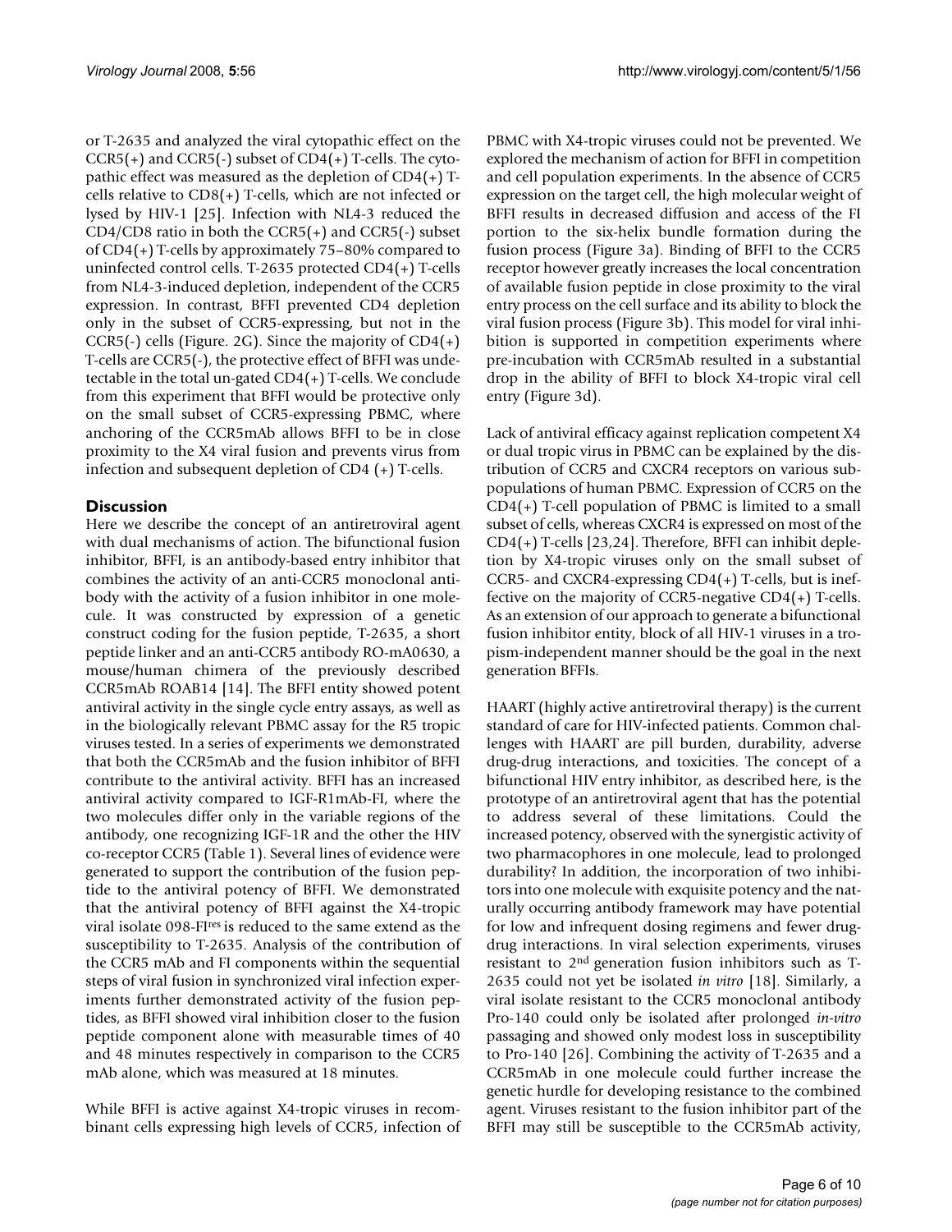or T-2635 and analyzed the viral cytopathic effect on the CCR5(+) and CCR5(-) subset of CD4(+) T-cells. The cytopathic effect was measured as the depletion of CD4(+) T-cells relative to CD8(+) T-cells, which are not infected or lysed by HIV-1 [25]. Infection with NL4-3 reduced the CD4/CD8 ratio in both the CCR5(+) and CCR5(-) subset of CD4(+) T-cells by approximately 75–80% compared to uninfected control cells. T-2635 protected CD4(+) T-cells from NL4-3-induced depletion, independent of the CCR5 expression. In contrast, BFFI prevented CD4 depletion only in the subset of CCR5-expressing, but not in the CCR5(-) cells (Figure. 2G). Since the majority of CD4(+) T-cells are CCR5(-), the protective effect of BFFI was undetectable in the total un-gated CD4(+) T-cells. We conclude from this experiment that BFFI would be protective only on the small subset of CCR5-expressing PBMC, where anchoring of the CCR5mAb allows BFFI to be in close proximity to the X4 viral fusion and prevents virus from infection and subsequent depletion of CD4 (+) T-cells.

## Discussion

Here we describe the concept of an antiretroviral agent with dual mechanisms of action. The bifunctional fusion inhibitor, BFFI, is an antibody-based entry inhibitor that combines the activity of an anti-CCR5 monoclonal antibody with the activity of a fusion inhibitor in one molecule. It was constructed by expression of a genetic construct coding for the fusion peptide, T-2635, a short peptide linker and an anti-CCR5 antibody RO-mA0630, a mouse/human chimera of the previously described CCR5mAb ROAB14 [14]. The BFFI entity showed potent antiviral activity in the single cycle entry assays, as well as in the biologically relevant PBMC assay for the R5 tropic viruses tested. In a series of experiments we demonstrated that both the CCR5mAb and the fusion inhibitor of BFFI contribute to the antiviral activity. BFFI has an increased antiviral activity compared to IGF-R1mAb-FI, where the two molecules differ only in the variable regions of the antibody, one recognizing IGF-1R and the other the HIV co-receptor CCR5 (Table 1). Several lines of evidence were generated to support the contribution of the fusion peptide to the antiviral potency of BFFI. We demonstrated that the antiviral potency of BFFI against the X4-tropic viral isolate 098-FI[res] is reduced to the same extend as the susceptibility to T-2635. Analysis of the contribution of the CCR5 mAb and FI components within the sequential steps of viral fusion in synchronized viral infection experiments further demonstrated activity of the fusion peptides, as BFFI showed viral inhibition closer to the fusion peptide component alone with measurable times of 40 and 48 minutes respectively in comparison to the CCR5 mAb alone, which was measured at 18 minutes.

While BFFI is active against X4-tropic viruses in recombinant cells expressing high levels of CCR5, infection of PBMC with X4-tropic viruses could not be prevented. We explored the mechanism of action for BFFI in competition and cell population experiments. In the absence of CCR5 expression on the target cell, the high molecular weight of BFFI results in decreased diffusion and access of the FI portion to the six-helix bundle formation during the fusion process (Figure 3a). Binding of BFFI to the CCR5 receptor however greatly increases the local concentration of available fusion peptide in close proximity to the viral entry process on the cell surface and its ability to block the viral fusion process (Figure 3b). This model for viral inhibition is supported in competition experiments where pre-incubation with CCR5mAb resulted in a substantial drop in the ability of BFFI to block X4-tropic viral cell entry (Figure 3d).

Lack of antiviral efficacy against replication competent X4 or dual tropic virus in PBMC can be explained by the distribution of CCR5 and CXCR4 receptors on various subpopulations of human PBMC. Expression of CCR5 on the CD4(+) T-cell population of PBMC is limited to a small subset of cells, whereas CXCR4 is expressed on most of the CD4(+) T-cells [23,24]. Therefore, BFFI can inhibit depletion by X4-tropic viruses only on the small subset of CCR5- and CXCR4-expressing CD4(+) T-cells, but is ineffective on the majority of CCR5-negative CD4(+) T-cells. As an extension of our approach to generate a bifunctional fusion inhibitor entity, block of all HIV-1 viruses in a tropism-independent manner should be the goal in the next generation BFFIs.

HAART (highly active antiretroviral therapy) is the current standard of care for HIV-infected patients. Common challenges with HAART are pill burden, durability, adverse drug-drug interactions, and toxicities. The concept of a bifunctional HIV entry inhibitor, as described here, is the prototype of an antiretroviral agent that has the potential to address several of these limitations. Could the increased potency, observed with the synergistic activity of two pharmacophores in one molecule, lead to prolonged durability? In addition, the incorporation of two inhibitors into one molecule with exquisite potency and the naturally occurring antibody framework may have potential for low and infrequent dosing regimens and fewer drug-drug interactions. In viral selection experiments, viruses resistant to 2[nd] generation fusion inhibitors such as T-2635 could not yet be isolated *in vitro* [18]. Similarly, a viral isolate resistant to the CCR5 monoclonal antibody Pro-140 could only be isolated after prolonged *in-vitro* passaging and showed only modest loss in susceptibility to Pro-140 [26]. Combining the activity of T-2635 and a CCR5mAb in one molecule could further increase the genetic hurdle for developing resistance to the combined agent. Viruses resistant to the fusion inhibitor part of the BFFI may still be susceptible to the CCR5mAb activity,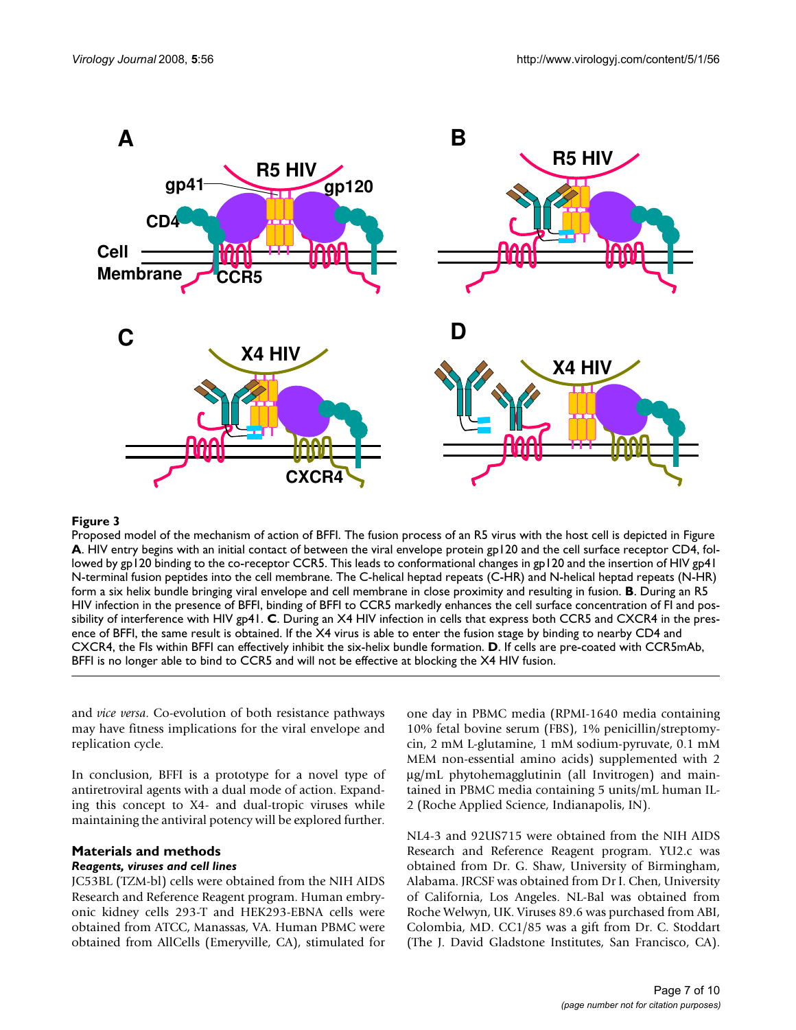**Figure 3**

Proposed model of the mechanism of action of BFFI. The fusion process of an R5 virus with the host cell is depicted in Figure **A**. HIV entry begins with an initial contact of between the viral envelope protein gp120 and the cell surface receptor CD4, followed by gp120 binding to the co-receptor CCR5. This leads to conformational changes in gp120 and the insertion of HIV gp41 N-terminal fusion peptides into the cell membrane. The C-helical heptad repeats (C-HR) and N-helical heptad repeats (N-HR) form a six helix bundle bringing viral envelope and cell membrane in close proximity and resulting in fusion. **B**. During an R5 HIV infection in the presence of BFFI, binding of BFFI to CCR5 markedly enhances the cell surface concentration of FI and possibility of interference with HIV gp41. **C**. During an X4 HIV infection in cells that express both CCR5 and CXCR4 in the presence of BFFI, the same result is obtained. If the X4 virus is able to enter the fusion stage by binding to nearby CD4 and CXCR4, the FIs within BFFI can effectively inhibit the six-helix bundle formation. **D**. If cells are pre-coated with CCR5mAb, BFFI is no longer able to bind to CCR5 and will not be effective at blocking the X4 HIV fusion.

and *vice versa*. Co-evolution of both resistance pathways may have fitness implications for the viral envelope and replication cycle.

In conclusion, BFFI is a prototype for a novel type of antiretroviral agents with a dual mode of action. Expanding this concept to X4- and dual-tropic viruses while maintaining the antiviral potency will be explored further.

## Materials and methods

### *Reagents, viruses and cell lines*

JC53BL (TZM-bl) cells were obtained from the NIH AIDS Research and Reference Reagent program. Human embryonic kidney cells 293-T and HEK293-EBNA cells were obtained from ATCC, Manassas, VA. Human PBMC were obtained from AllCells (Emeryville, CA), stimulated for one day in PBMC media (RPMI-1640 media containing 10% fetal bovine serum (FBS), 1% penicillin/streptomycin, 2 mM L-glutamine, 1 mM sodium-pyruvate, 0.1 mM MEM non-essential amino acids) supplemented with 2 μg/mL phytohemagglutinin (all Invitrogen) and maintained in PBMC media containing 5 units/mL human IL-2 (Roche Applied Science, Indianapolis, IN).

NL4-3 and 92US715 were obtained from the NIH AIDS Research and Reference Reagent program. YU2.c was obtained from Dr. G. Shaw, University of Birmingham, Alabama. JRCSF was obtained from Dr I. Chen, University of California, Los Angeles. NL-Bal was obtained from Roche Welwyn, UK. Viruses 89.6 was purchased from ABI, Colombia, MD. CC1/85 was a gift from Dr. C. Stoddart (The J. David Gladstone Institutes, San Francisco, CA).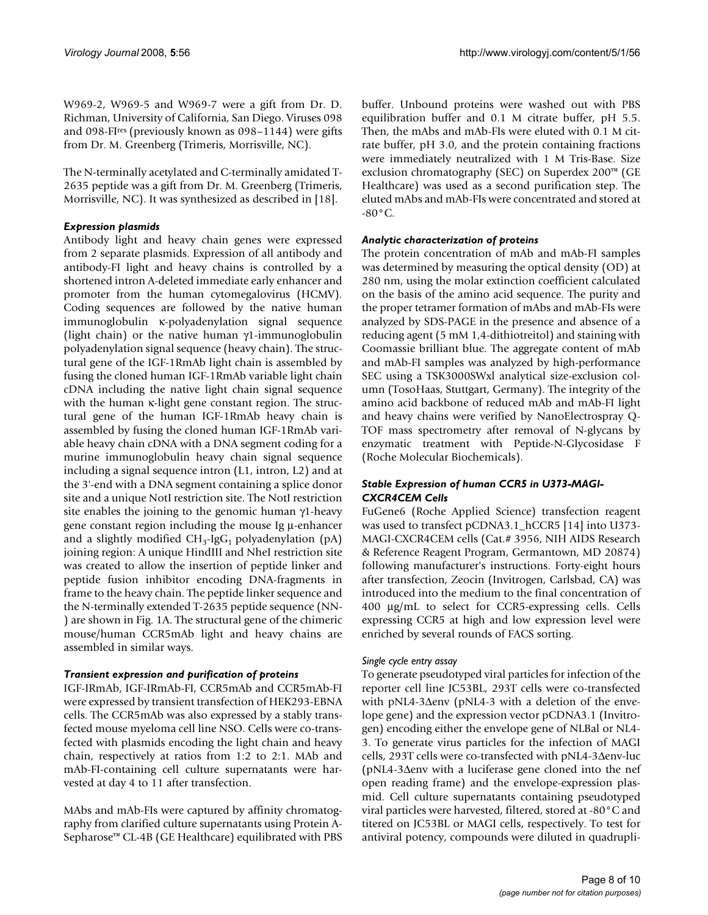W969-2, W969-5 and W969-7 were a gift from Dr. D. Richman, University of California, San Diego. Viruses 098 and 098-FI[res] (previously known as 098–1144) were gifts from Dr. M. Greenberg (Trimeris, Morrisville, NC).

The N-terminally acetylated and C-terminally amidated T-2635 peptide was a gift from Dr. M. Greenberg (Trimeris, Morrisville, NC). It was synthesized as described in [18].

### *Expression plasmids*

Antibody light and heavy chain genes were expressed from 2 separate plasmids. Expression of all antibody and antibody-FI light and heavy chains is controlled by a shortened intron A-deleted immediate early enhancer and promoter from the human cytomegalovirus (HCMV). Coding sequences are followed by the native human immunoglobulin κ-polyadenylation signal sequence (light chain) or the native human γ1-immunoglobulin polyadenylation signal sequence (heavy chain). The structural gene of the IGF-1RmAb light chain is assembled by fusing the cloned human IGF-1RmAb variable light chain cDNA including the native light chain signal sequence with the human κ-light gene constant region. The structural gene of the human IGF-1RmAb heavy chain is assembled by fusing the cloned human IGF-1RmAb variable heavy chain cDNA with a DNA segment coding for a murine immunoglobulin heavy chain signal sequence including a signal sequence intron (L1, intron, L2) and at the 3'-end with a DNA segment containing a splice donor site and a unique NotI restriction site. The NotI restriction site enables the joining to the genomic human γ1-heavy gene constant region including the mouse Ig μ-enhancer and a slightly modified $CH_3$-$IgG_1$ polyadenylation (pA) joining region: A unique HindIII and NheI restriction site was created to allow the insertion of peptide linker and peptide fusion inhibitor encoding DNA-fragments in frame to the heavy chain. The peptide linker sequence and the N-terminally extended T-2635 peptide sequence (NN-) are shown in Fig. 1A. The structural gene of the chimeric mouse/human CCR5mAb light and heavy chains are assembled in similar ways.

### *Transient expression and purification of proteins*

IGF-IRmAb, IGF-IRmAb-FI, CCR5mAb and CCR5mAb-FI were expressed by transient transfection of HEK293-EBNA cells. The CCR5mAb was also expressed by a stably transfected mouse myeloma cell line NSO. Cells were co-transfected with plasmids encoding the light chain and heavy chain, respectively at ratios from 1:2 to 2:1. MAb and mAb-FI-containing cell culture supernatants were harvested at day 4 to 11 after transfection.

MAbs and mAb-FIs were captured by affinity chromatography from clarified culture supernatants using Protein A-Sepharose™ CL-4B (GE Healthcare) equilibrated with PBS buffer. Unbound proteins were washed out with PBS equilibration buffer and 0.1 M citrate buffer, pH 5.5. Then, the mAbs and mAb-FIs were eluted with 0.1 M citrate buffer, pH 3.0, and the protein containing fractions were immediately neutralized with 1 M Tris-Base. Size exclusion chromatography (SEC) on Superdex 200™ (GE Healthcare) was used as a second purification step. The eluted mAbs and mAb-FIs were concentrated and stored at -80°C.

### *Analytic characterization of proteins*

The protein concentration of mAb and mAb-FI samples was determined by measuring the optical density (OD) at 280 nm, using the molar extinction coefficient calculated on the basis of the amino acid sequence. The purity and the proper tetramer formation of mAbs and mAb-FIs were analyzed by SDS-PAGE in the presence and absence of a reducing agent (5 mM 1,4-dithiotreitol) and staining with Coomassie brilliant blue. The aggregate content of mAb and mAb-FI samples was analyzed by high-performance SEC using a TSK3000SWxl analytical size-exclusion column (TosoHaas, Stuttgart, Germany). The integrity of the amino acid backbone of reduced mAb and mAb-FI light and heavy chains were verified by NanoElectrospray Q-TOF mass spectrometry after removal of N-glycans by enzymatic treatment with Peptide-N-Glycosidase F (Roche Molecular Biochemicals).

### *Stable Expression of human CCR5 in U373-MAGI-CXCR4CEM Cells*

FuGene6 (Roche Applied Science) transfection reagent was used to transfect pCDNA3.1_hCCR5 [14] into U373-MAGI-CXCR4CEM cells (Cat.# 3956, NIH AIDS Research & Reference Reagent Program, Germantown, MD 20874) following manufacturer's instructions. Forty-eight hours after transfection, Zeocin (Invitrogen, Carlsbad, CA) was introduced into the medium to the final concentration of 400 μg/mL to select for CCR5-expressing cells. Cells expressing CCR5 at high and low expression level were enriched by several rounds of FACS sorting.

#### *Single cycle entry assay*

To generate pseudotyped viral particles for infection of the reporter cell line JC53BL, 293T cells were co-transfected with pNL4-3Δenv (pNL4-3 with a deletion of the envelope gene) and the expression vector pCDNA3.1 (Invitrogen) encoding either the envelope gene of NLBal or NL4-3. To generate virus particles for the infection of MAGI cells, 293T cells were co-transfected with pNL4-3Δenv-luc (pNL4-3Δenv with a luciferase gene cloned into the nef open reading frame) and the envelope-expression plasmid. Cell culture supernatants containing pseudotyped viral particles were harvested, filtered, stored at -80°C and titered on JC53BL or MAGI cells, respectively. To test for antiviral potency, compounds were diluted in quadrupli-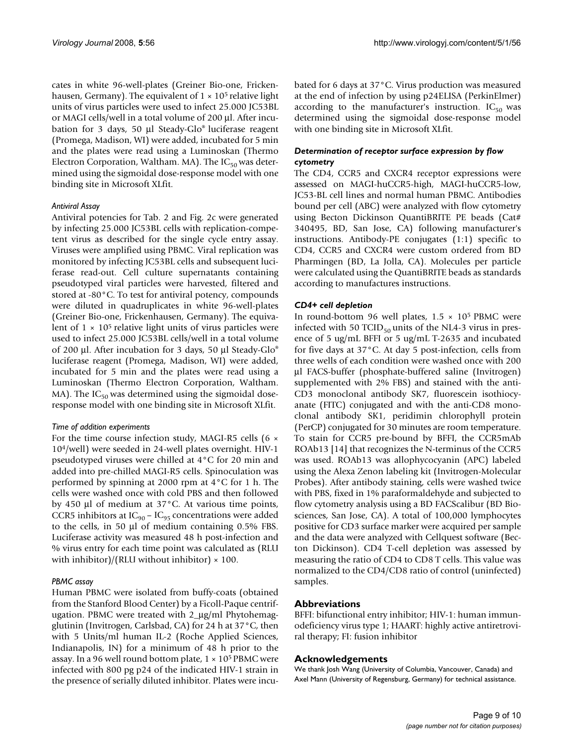cates in white 96-well-plates (Greiner Bio-one, Frickenhausen, Germany). The equivalent of $1 \times 10^5$ relative light units of virus particles were used to infect 25.000 JC53BL or MAGI cells/well in a total volume of 200 µl. After incubation for 3 days, 50 µl Steady-Glo® luciferase reagent (Promega, Madison, WI) were added, incubated for 5 min and the plates were read using a Luminoskan (Thermo Electron Corporation, Waltham. MA). The $IC_{50}$ was determined using the sigmoidal dose-response model with one binding site in Microsoft XLfit.

#### *Antiviral Assay*

Antiviral potencies for Tab. 2 and Fig. 2c were generated by infecting 25.000 JC53BL cells with replication-competent virus as described for the single cycle entry assay. Viruses were amplified using PBMC. Viral replication was monitored by infecting JC53BL cells and subsequent luciferase read-out. Cell culture supernatants containing pseudotyped viral particles were harvested, filtered and stored at -80°C. To test for antiviral potency, compounds were diluted in quadruplicates in white 96-well-plates (Greiner Bio-one, Frickenhausen, Germany). The equivalent of $1 \times 10^5$ relative light units of virus particles were used to infect 25.000 JC53BL cells/well in a total volume of 200 µl. After incubation for 3 days, 50 µl Steady-Glo® luciferase reagent (Promega, Madison, WI) were added, incubated for 5 min and the plates were read using a Luminoskan (Thermo Electron Corporation, Waltham. MA). The $IC_{50}$ was determined using the sigmoidal dose-response model with one binding site in Microsoft XLfit.

#### *Time of addition experiments*

For the time course infection study, MAGI-R5 cells ($6 \times 10^4$/well) were seeded in 24-well plates overnight. HIV-1 pseudotyped viruses were chilled at 4°C for 20 min and added into pre-chilled MAGI-R5 cells. Spinoculation was performed by spinning at 2000 rpm at 4°C for 1 h. The cells were washed once with cold PBS and then followed by 450 µl of medium at 37°C. At various time points, CCR5 inhibitors at $IC_{90}$ – $IC_{95}$ concentrations were added to the cells, in 50 µl of medium containing 0.5% FBS. Luciferase activity was measured 48 h post-infection and % virus entry for each time point was calculated as (RLU with inhibitor)/(RLU without inhibitor) × 100.

#### *PBMC assay*

Human PBMC were isolated from buffy-coats (obtained from the Stanford Blood Center) by a Ficoll-Paque centrifugation. PBMC were treated with 2_µg/ml Phytohemagglutinin (Invitrogen, Carlsbad, CA) for 24 h at 37°C, then with 5 Units/ml human IL-2 (Roche Applied Sciences, Indianapolis, IN) for a minimum of 48 h prior to the assay. In a 96 well round bottom plate, $1 \times 10^5$ PBMC were infected with 800 pg p24 of the indicated HIV-1 strain in the presence of serially diluted inhibitor. Plates were incubated for 6 days at 37°C. Virus production was measured at the end of infection by using p24ELISA (PerkinElmer) according to the manufacturer's instruction. $IC_{50}$ was determined using the sigmoidal dose-response model with one binding site in Microsoft XLfit.

### *Determination of receptor surface expression by flow cytometry*

The CD4, CCR5 and CXCR4 receptor expressions were assessed on MAGI-huCCR5-high, MAGI-huCCR5-low, JC53-BL cell lines and normal human PBMC. Antibodies bound per cell (ABC) were analyzed with flow cytometry using Becton Dickinson QuantiBRITE PE beads (Cat# 340495, BD, San Jose, CA) following manufacturer's instructions. Antibody-PE conjugates (1:1) specific to CD4, CCR5 and CXCR4 were custom ordered from BD Pharmingen (BD, La Jolla, CA). Molecules per particle were calculated using the QuantiBRITE beads as standards according to manufactures instructions.

### *CD4+ cell depletion*

In round-bottom 96 well plates, $1.5 \times 10^5$ PBMC were infected with 50 $TCID_{50}$ units of the NL4-3 virus in presence of 5 ug/mL BFFI or 5 ug/mL T-2635 and incubated for five days at 37°C. At day 5 post-infection, cells from three wells of each condition were washed once with 200 µl FACS-buffer (phosphate-buffered saline (Invitrogen) supplemented with 2% FBS) and stained with the anti-CD3 monoclonal antibody SK7, fluorescein isothiocyanate (FITC) conjugated and with the anti-CD8 monoclonal antibody SK1, peridimin chlorophyll protein (PerCP) conjugated for 30 minutes are room temperature. To stain for CCR5 pre-bound by BFFI, the CCR5mAb ROAb13 [14] that recognizes the N-terminus of the CCR5 was used. ROAb13 was allophycocyanin (APC) labeled using the Alexa Zenon labeling kit (Invitrogen-Molecular Probes). After antibody staining, cells were washed twice with PBS, fixed in 1% paraformaldehyde and subjected to flow cytometry analysis using a BD FACScalibur (BD Biosciences, San Jose, CA). A total of 100,000 lymphocytes positive for CD3 surface marker were acquired per sample and the data were analyzed with Cellquest software (Becton Dickinson). CD4 T-cell depletion was assessed by measuring the ratio of CD4 to CD8 T cells. This value was normalized to the CD4/CD8 ratio of control (uninfected) samples.

## Abbreviations

BFFI: bifunctional entry inhibitor; HIV-1: human immunodeficiency virus type 1; HAART: highly active antiretroviral therapy; FI: fusion inhibitor

## Acknowledgements

We thank Josh Wang (University of Columbia, Vancouver, Canada) and Axel Mann (University of Regensburg, Germany) for technical assistance.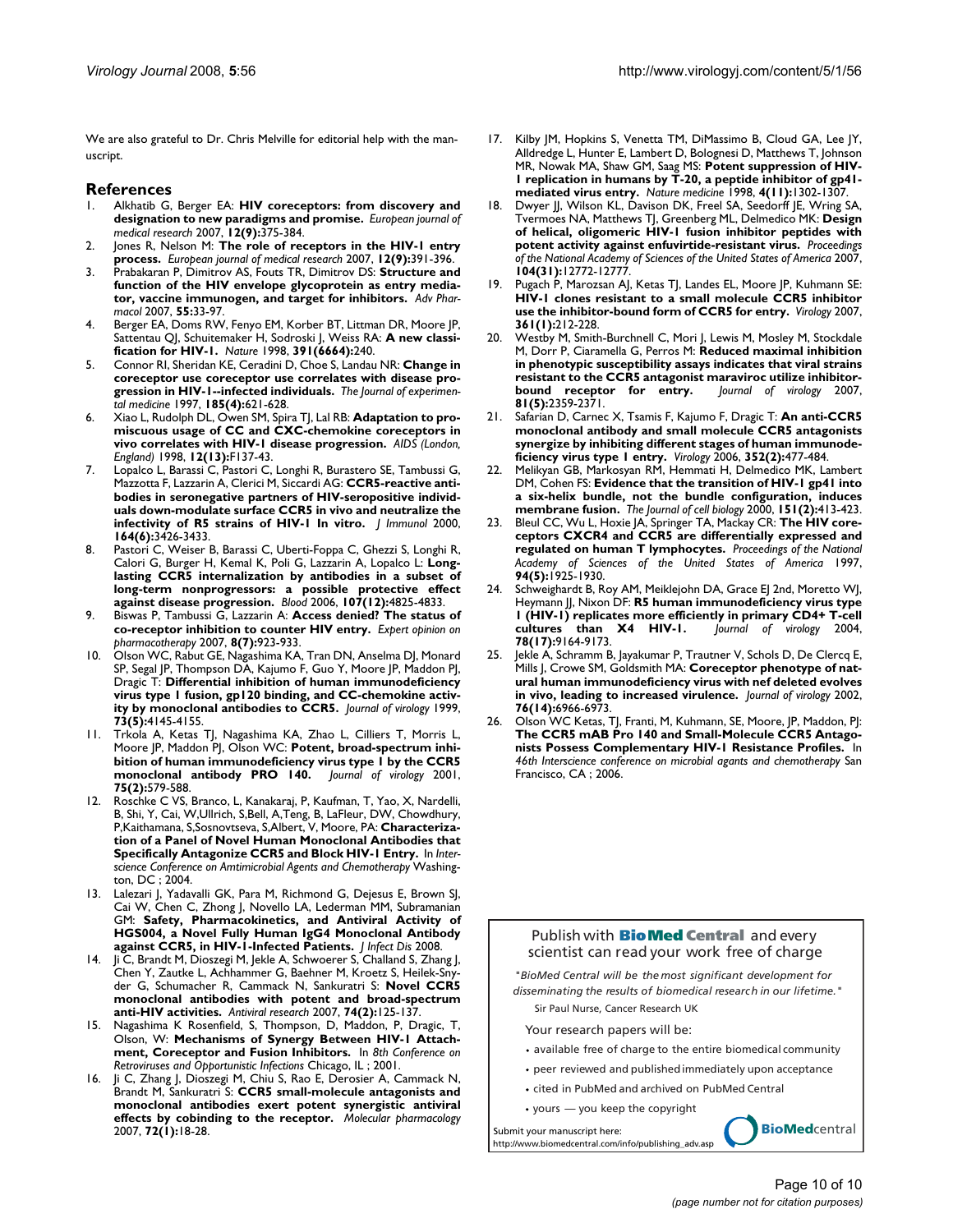We are also grateful to Dr. Chris Melville for editorial help with the manuscript.

## References

1. Alkhatib G, Berger EA: **HIV coreceptors: from discovery and designation to new paradigms and promise.** *European journal of medical research* 2007, **12(9):**375-384.
2. Jones R, Nelson M: **The role of receptors in the HIV-1 entry process.** *European journal of medical research* 2007, **12(9):**391-396.
3. Prabakaran P, Dimitrov AS, Fouts TR, Dimitrov DS: **Structure and function of the HIV envelope glycoprotein as entry mediator, vaccine immunogen, and target for inhibitors.** *Adv Pharmacol* 2007, **55:**33-97.
4. Berger EA, Doms RW, Fenyo EM, Korber BT, Littman DR, Moore JP, Sattentau QJ, Schuitemaker H, Sodroski J, Weiss RA: **A new classification for HIV-1.** *Nature* 1998, **391(6664):**240.
5. Connor RI, Sheridan KE, Ceradini D, Choe S, Landau NR: **Change in coreceptor use coreceptor use correlates with disease progression in HIV-1--infected individuals.** *The Journal of experimental medicine* 1997, **185(4):**621-628.
6. Xiao L, Rudolph DL, Owen SM, Spira TJ, Lal RB: **Adaptation to promiscuous usage of CC and CXC-chemokine coreceptors in vivo correlates with HIV-1 disease progression.** *AIDS (London, England)* 1998, **12(13):**F137-43.
7. Lopalco L, Barassi C, Pastori C, Longhi R, Burastero SE, Tambussi G, Mazzotta F, Lazzarin A, Clerici M, Siccardi AG: **CCR5-reactive antibodies in seronegative partners of HIV-seropositive individuals down-modulate surface CCR5 in vivo and neutralize the infectivity of R5 strains of HIV-1 In vitro.** *J Immunol* 2000, **164(6):**3426-3433.
8. Pastori C, Weiser B, Barassi C, Uberti-Foppa C, Ghezzi S, Longhi R, Calori G, Burger H, Kemal K, Poli G, Lazzarin A, Lopalco L: **Long-lasting CCR5 internalization by antibodies in a subset of long-term nonprogressors: a possible protective effect against disease progression.** *Blood* 2006, **107(12):**4825-4833.
9. Biswas P, Tambussi G, Lazzarin A: **Access denied? The status of co-receptor inhibition to counter HIV entry.** *Expert opinion on pharmacotherapy* 2007, **8(7):**923-933.
10. Olson WC, Rabut GE, Nagashima KA, Tran DN, Anselma DJ, Monard SP, Segal JP, Thompson DA, Kajumo F, Guo Y, Moore JP, Maddon PJ, Dragic T: **Differential inhibition of human immunodeficiency virus type 1 fusion, gp120 binding, and CC-chemokine activity by monoclonal antibodies to CCR5.** *Journal of virology* 1999, **73(5):**4145-4155.
11. Trkola A, Ketas TJ, Nagashima KA, Zhao L, Cilliers T, Morris L, Moore JP, Maddon PJ, Olson WC: **Potent, broad-spectrum inhibition of human immunodeficiency virus type 1 by the CCR5 monoclonal antibody PRO 140.** *Journal of virology* 2001, **75(2):**579-588.
12. Roschke C VS, Branco, L, Kanakaraj, P, Kaufman, T, Yao, X, Nardelli, B, Shi, Y, Cai, W,Ullrich, S,Bell, A,Teng, B, LaFleur, DW, Chowdhury, P,Kaithamana, S,Sosnovtseva, S,Albert, V, Moore, PA: **Characterization of a Panel of Novel Human Monoclonal Antibodies that Specifically Antagonize CCR5 and Block HIV-1 Entry.** In *Interscience Conference on Antimicrobial Agents and Chemotherapy* Washington, DC ; 2004.
13. Lalezari J, Yadavalli GK, Para M, Richmond G, Dejesus E, Brown SJ, Cai W, Chen C, Zhong J, Novello LA, Lederman MM, Subramanian GM: **Safety, Pharmacokinetics, and Antiviral Activity of HGS004, a Novel Fully Human IgG4 Monoclonal Antibody against CCR5, in HIV-1-Infected Patients.** *J Infect Dis* 2008.
14. Ji C, Brandt M, Dioszegi M, Jekle A, Schwoerer S, Challand S, Zhang J, Chen Y, Zautke L, Achhammer G, Baehner M, Kroetz S, Heilek-Snyder G, Schumacher R, Cammack N, Sankuratri S: **Novel CCR5 monoclonal antibodies with potent and broad-spectrum anti-HIV activities.** *Antiviral research* 2007, **74(2):**125-137.
15. Nagashima K Rosenfield, S, Thompson, D, Maddon, P, Dragic, T, Olson, W: **Mechanisms of Synergy Between HIV-1 Attachment, Coreceptor and Fusion Inhibitors.** In *8th Conference on Retroviruses and Opportunistic Infections* Chicago, IL ; 2001.
16. Ji C, Zhang J, Dioszegi M, Chiu S, Rao E, Derosier A, Cammack N, Brandt M, Sankuratri S: **CCR5 small-molecule antagonists and monoclonal antibodies exert potent synergistic antiviral effects by cobinding to the receptor.** *Molecular pharmacology* 2007, **72(1):**18-28.
17. Kilby JM, Hopkins S, Venetta TM, DiMassimo B, Cloud GA, Lee JY, Alldredge L, Hunter E, Lambert D, Bolognesi D, Matthews T, Johnson MR, Nowak MA, Shaw GM, Saag MS: **Potent suppression of HIV-1 replication in humans by T-20, a peptide inhibitor of gp41-mediated virus entry.** *Nature medicine* 1998, **4(11):**1302-1307.
18. Dwyer JJ, Wilson KL, Davison DK, Freel SA, Seedorff JE, Wring SA, Tvermoes NA, Matthews TJ, Greenberg ML, Delmedico MK: **Design of helical, oligomeric HIV-1 fusion inhibitor peptides with potent activity against enfuvirtide-resistant virus.** *Proceedings of the National Academy of Sciences of the United States of America* 2007, **104(31):**12772-12777.
19. Pugach P, Marozsan AJ, Ketas TJ, Landes EL, Moore JP, Kuhmann SE: **HIV-1 clones resistant to a small molecule CCR5 inhibitor use the inhibitor-bound form of CCR5 for entry.** *Virology* 2007, **361(1):**212-228.
20. Westby M, Smith-Burchnell C, Mori J, Lewis M, Mosley M, Stockdale M, Dorr P, Ciaramella G, Perros M: **Reduced maximal inhibition in phenotypic susceptibility assays indicates that viral strains resistant to the CCR5 antagonist maraviroc utilize inhibitor-bound receptor for entry.** *Journal of virology* 2007, **81(5):**2359-2371.
21. Safarian D, Carnec X, Tsamis F, Kajumo F, Dragic T: **An anti-CCR5 monoclonal antibody and small molecule CCR5 antagonists synergize by inhibiting different stages of human immunodeficiency virus type 1 entry.** *Virology* 2006, **352(2):**477-484.
22. Melikyan GB, Markosyan RM, Hemmati H, Delmedico MK, Lambert DM, Cohen FS: **Evidence that the transition of HIV-1 gp41 into a six-helix bundle, not the bundle configuration, induces membrane fusion.** *The Journal of cell biology* 2000, **151(2):**413-423.
23. Bleul CC, Wu L, Hoxie JA, Springer TA, Mackay CR: **The HIV coreceptors CXCR4 and CCR5 are differentially expressed and regulated on human T lymphocytes.** *Proceedings of the National Academy of Sciences of the United States of America* 1997, **94(5):**1925-1930.
24. Schweighardt B, Roy AM, Meiklejohn DA, Grace EJ 2nd, Moretto WJ, Heymann JJ, Nixon DF: **R5 human immunodeficiency virus type 1 (HIV-1) replicates more efficiently in primary CD4+ T-cell cultures than X4 HIV-1.** *Journal of virology* 2004, **78(17):**9164-9173.
25. Jekle A, Schramm B, Jayakumar P, Trautner V, Schols D, De Clercq E, Mills J, Crowe SM, Goldsmith MA: **Coreceptor phenotype of natural human immunodeficiency virus with nef deleted evolves in vivo, leading to increased virulence.** *Journal of virology* 2002, **76(14):**6966-6973.
26. Olson WC Ketas, TJ, Franti, M, Kuhmann, SE, Moore, JP, Maddon, PJ: **The CCR5 mAB Pro 140 and Small-Molecule CCR5 Antagonists Possess Complementary HIV-1 Resistance Profiles.** In *46th Interscience conference on microbial agants and chemotherapy* San Francisco, CA ; 2006.

Publish with **BioMed Central** and every scientist can read your work free of charge

*"BioMed Central will be the most significant development for disseminating the results of biomedical research in our lifetime."*

Sir Paul Nurse, Cancer Research UK

Your research papers will be:

- available free of charge to the entire biomedical community
- peer reviewed and published immediately upon acceptance
- cited in PubMed and archived on PubMed Central
- yours — you keep the copyright

Submit your manuscript here:
http://www.biomedcentral.com/info/publishing_adv.asp

BioMedcentral